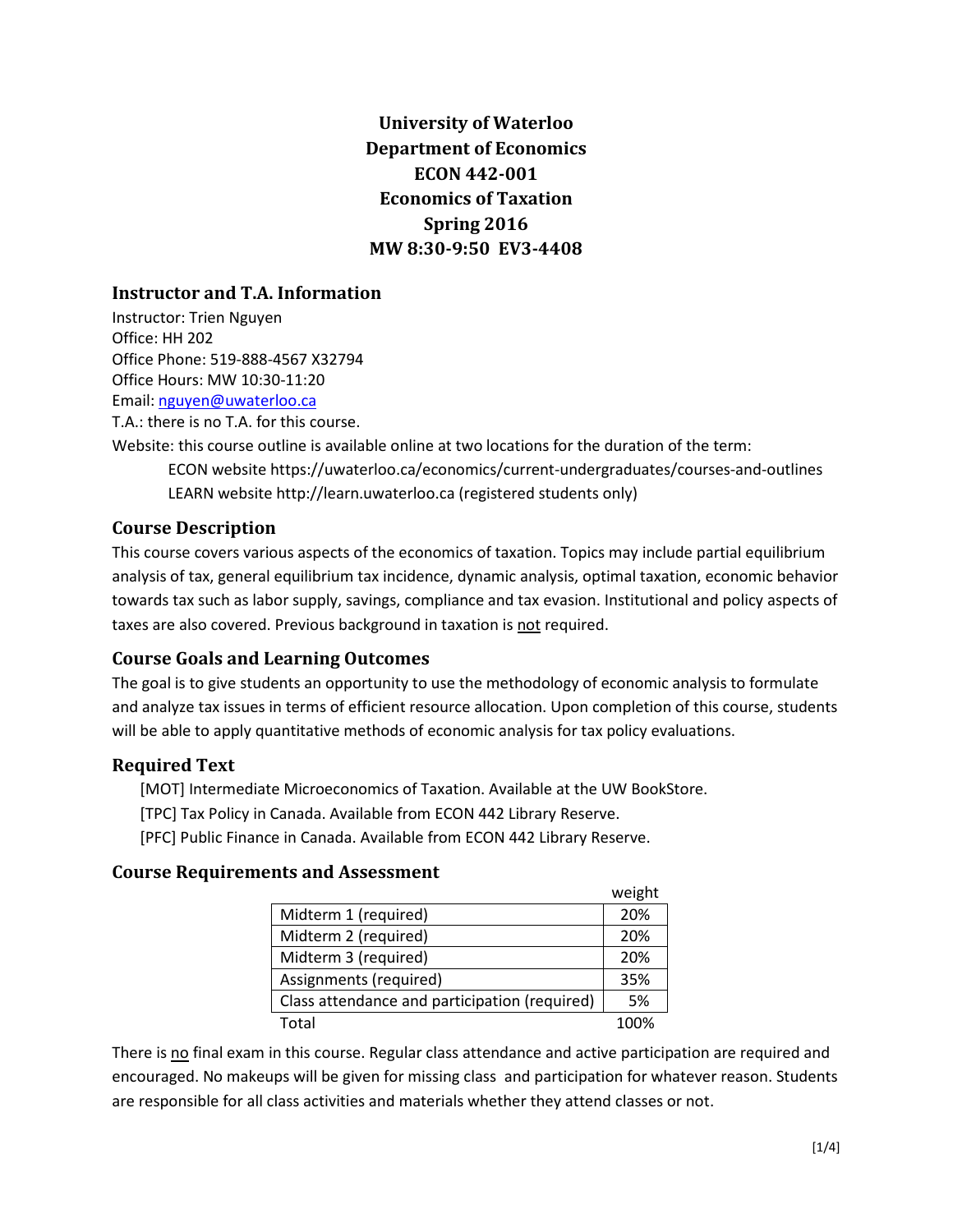# University of Waterloo
# Department of Economics
# ECON 442-001
# Economics of Taxation
# Spring 2016
# MW 8:30-9:50 EV3-4408

## Instructor and T.A. Information

Instructor: Trien Nguyen
Office: HH 202
Office Phone: 519-888-4567 X32794
Office Hours: MW 10:30-11:20
Email: nguyen@uwaterloo.ca
T.A.: there is no T.A. for this course.
Website: this course outline is available online at two locations for the duration of the term:

ECON website https://uwaterloo.ca/economics/current-undergraduates/courses-and-outlines
LEARN website http://learn.uwaterloo.ca (registered students only)

## Course Description

This course covers various aspects of the economics of taxation. Topics may include partial equilibrium analysis of tax, general equilibrium tax incidence, dynamic analysis, optimal taxation, economic behavior towards tax such as labor supply, savings, compliance and tax evasion. Institutional and policy aspects of taxes are also covered. Previous background in taxation is not required.

## Course Goals and Learning Outcomes

The goal is to give students an opportunity to use the methodology of economic analysis to formulate and analyze tax issues in terms of efficient resource allocation. Upon completion of this course, students will be able to apply quantitative methods of economic analysis for tax policy evaluations.

## Required Text

[MOT] Intermediate Microeconomics of Taxation. Available at the UW BookStore.
[TPC] Tax Policy in Canada. Available from ECON 442 Library Reserve.
[PFC] Public Finance in Canada. Available from ECON 442 Library Reserve.

## Course Requirements and Assessment

| | weight |
|---|---|
| Midterm 1 (required) | 20% |
| Midterm 2 (required) | 20% |
| Midterm 3 (required) | 20% |
| Assignments (required) | 35% |
| Class attendance and participation (required) | 5% |
| Total | 100% |

There is no final exam in this course. Regular class attendance and active participation are required and encouraged. No makeups will be given for missing class and participation for whatever reason. Students are responsible for all class activities and materials whether they attend classes or not.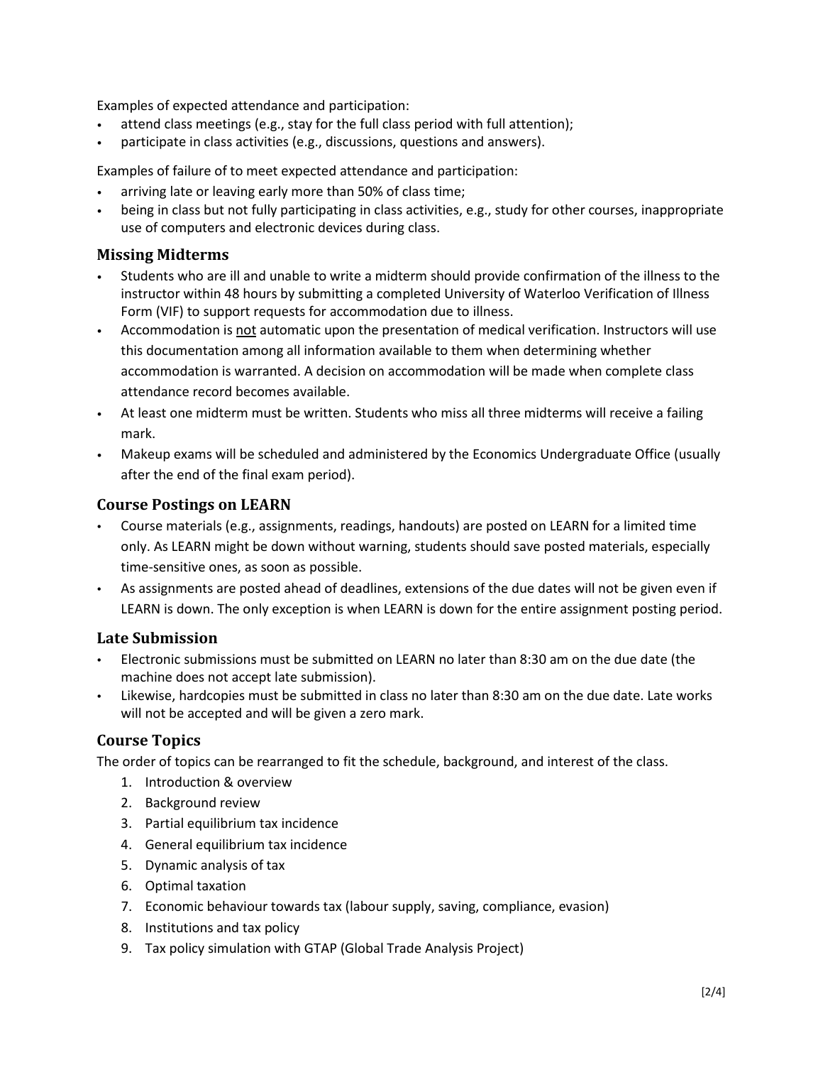Examples of expected attendance and participation:

- attend class meetings (e.g., stay for the full class period with full attention);
- participate in class activities (e.g., discussions, questions and answers).

Examples of failure of to meet expected attendance and participation:

- arriving late or leaving early more than 50% of class time;
- being in class but not fully participating in class activities, e.g., study for other courses, inappropriate use of computers and electronic devices during class.

## Missing Midterms

- Students who are ill and unable to write a midterm should provide confirmation of the illness to the instructor within 48 hours by submitting a completed University of Waterloo Verification of Illness Form (VIF) to support requests for accommodation due to illness.
- Accommodation is <u>not</u> automatic upon the presentation of medical verification. Instructors will use this documentation among all information available to them when determining whether accommodation is warranted. A decision on accommodation will be made when complete class attendance record becomes available.
- At least one midterm must be written. Students who miss all three midterms will receive a failing mark.
- Makeup exams will be scheduled and administered by the Economics Undergraduate Office (usually after the end of the final exam period).

## Course Postings on LEARN

- Course materials (e.g., assignments, readings, handouts) are posted on LEARN for a limited time only. As LEARN might be down without warning, students should save posted materials, especially time-sensitive ones, as soon as possible.
- As assignments are posted ahead of deadlines, extensions of the due dates will not be given even if LEARN is down. The only exception is when LEARN is down for the entire assignment posting period.

## Late Submission

- Electronic submissions must be submitted on LEARN no later than 8:30 am on the due date (the machine does not accept late submission).
- Likewise, hardcopies must be submitted in class no later than 8:30 am on the due date. Late works will not be accepted and will be given a zero mark.

## Course Topics

The order of topics can be rearranged to fit the schedule, background, and interest of the class.

1. Introduction & overview
2. Background review
3. Partial equilibrium tax incidence
4. General equilibrium tax incidence
5. Dynamic analysis of tax
6. Optimal taxation
7. Economic behaviour towards tax (labour supply, saving, compliance, evasion)
8. Institutions and tax policy
9. Tax policy simulation with GTAP (Global Trade Analysis Project)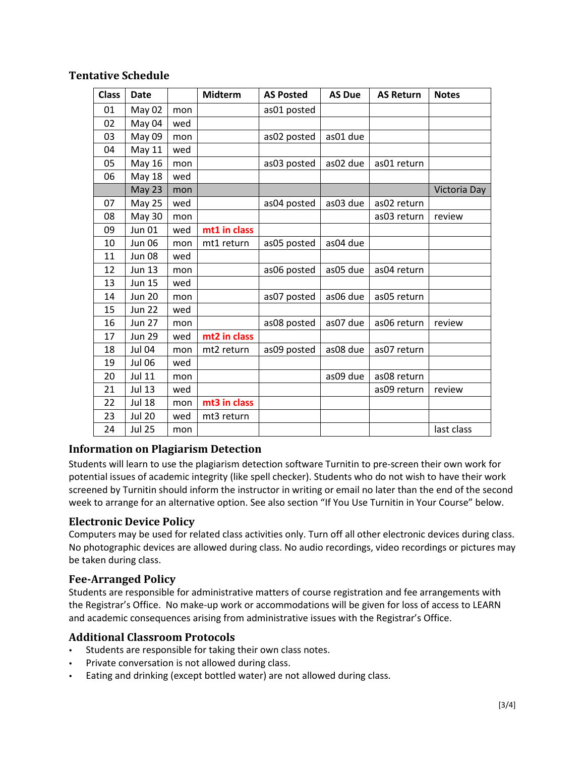### Tentative Schedule

| Class | Date | | Midterm | AS Posted | AS Due | AS Return | Notes |
|---|---|---|---|---|---|---|---|
| 01 | May 02 | mon | | as01 posted | | | |
| 02 | May 04 | wed | | | | | |
| 03 | May 09 | mon | | as02 posted | as01 due | | |
| 04 | May 11 | wed | | | | | |
| 05 | May 16 | mon | | as03 posted | as02 due | as01 return | |
| 06 | May 18 | wed | | | | | |
| | May 23 | mon | | | | | Victoria Day |
| 07 | May 25 | wed | | as04 posted | as03 due | as02 return | |
| 08 | May 30 | mon | | | | as03 return | review |
| 09 | Jun 01 | wed | **mt1 in class** | | | | |
| 10 | Jun 06 | mon | mt1 return | as05 posted | as04 due | | |
| 11 | Jun 08 | wed | | | | | |
| 12 | Jun 13 | mon | | as06 posted | as05 due | as04 return | |
| 13 | Jun 15 | wed | | | | | |
| 14 | Jun 20 | mon | | as07 posted | as06 due | as05 return | |
| 15 | Jun 22 | wed | | | | | |
| 16 | Jun 27 | mon | | as08 posted | as07 due | as06 return | review |
| 17 | Jun 29 | wed | **mt2 in class** | | | | |
| 18 | Jul 04 | mon | mt2 return | as09 posted | as08 due | as07 return | |
| 19 | Jul 06 | wed | | | | | |
| 20 | Jul 11 | mon | | | as09 due | as08 return | |
| 21 | Jul 13 | wed | | | | as09 return | review |
| 22 | Jul 18 | mon | **mt3 in class** | | | | |
| 23 | Jul 20 | wed | mt3 return | | | | |
| 24 | Jul 25 | mon | | | | | last class |

### Information on Plagiarism Detection

Students will learn to use the plagiarism detection software Turnitin to pre-screen their own work for potential issues of academic integrity (like spell checker). Students who do not wish to have their work screened by Turnitin should inform the instructor in writing or email no later than the end of the second week to arrange for an alternative option. See also section "If You Use Turnitin in Your Course" below.

### Electronic Device Policy

Computers may be used for related class activities only. Turn off all other electronic devices during class. No photographic devices are allowed during class. No audio recordings, video recordings or pictures may be taken during class.

### Fee-Arranged Policy

Students are responsible for administrative matters of course registration and fee arrangements with the Registrar's Office. No make-up work or accommodations will be given for loss of access to LEARN and academic consequences arising from administrative issues with the Registrar's Office.

### Additional Classroom Protocols

- Students are responsible for taking their own class notes.
- Private conversation is not allowed during class.
- Eating and drinking (except bottled water) are not allowed during class.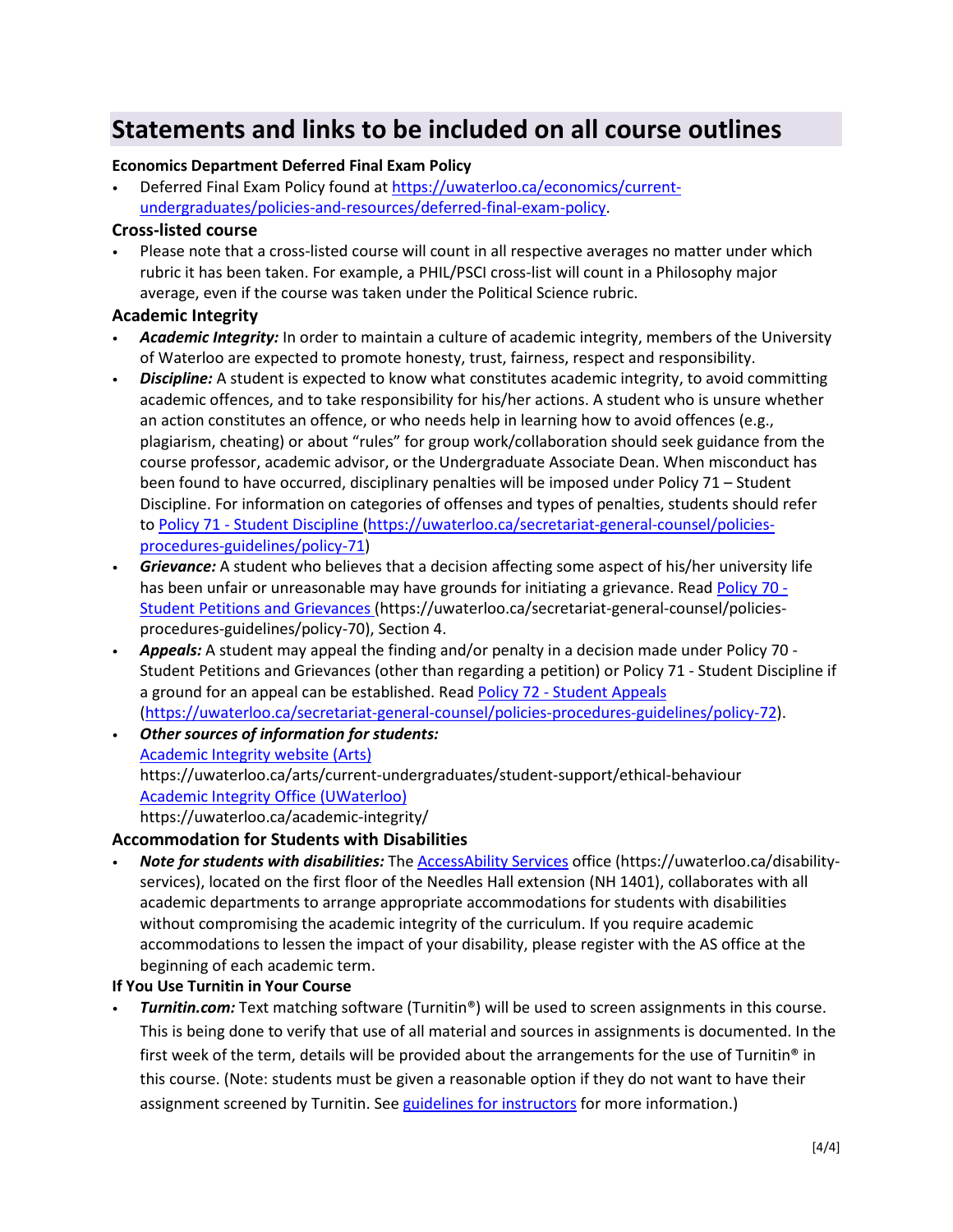# Statements and links to be included on all course outlines

**Economics Department Deferred Final Exam Policy**

- Deferred Final Exam Policy found at [https://uwaterloo.ca/economics/current-undergraduates/policies-and-resources/deferred-final-exam-policy](https://uwaterloo.ca/economics/current-undergraduates/policies-and-resources/deferred-final-exam-policy).

### Cross-listed course

- Please note that a cross-listed course will count in all respective averages no matter under which rubric it has been taken. For example, a PHIL/PSCI cross-list will count in a Philosophy major average, even if the course was taken under the Political Science rubric.

### Academic Integrity

- ***Academic Integrity:*** In order to maintain a culture of academic integrity, members of the University of Waterloo are expected to promote honesty, trust, fairness, respect and responsibility.
- ***Discipline:*** A student is expected to know what constitutes academic integrity, to avoid committing academic offences, and to take responsibility for his/her actions. A student who is unsure whether an action constitutes an offence, or who needs help in learning how to avoid offences (e.g., plagiarism, cheating) or about "rules" for group work/collaboration should seek guidance from the course professor, academic advisor, or the Undergraduate Associate Dean. When misconduct has been found to have occurred, disciplinary penalties will be imposed under Policy 71 – Student Discipline. For information on categories of offenses and types of penalties, students should refer to [Policy 71 - Student Discipline](https://uwaterloo.ca/secretariat-general-counsel/policies-procedures-guidelines/policy-71) ([https://uwaterloo.ca/secretariat-general-counsel/policies-procedures-guidelines/policy-71](https://uwaterloo.ca/secretariat-general-counsel/policies-procedures-guidelines/policy-71))
- ***Grievance:*** A student who believes that a decision affecting some aspect of his/her university life has been unfair or unreasonable may have grounds for initiating a grievance. Read [Policy 70 - Student Petitions and Grievances](https://uwaterloo.ca/secretariat-general-counsel/policies-procedures-guidelines/policy-70) (https://uwaterloo.ca/secretariat-general-counsel/policies-procedures-guidelines/policy-70), Section 4.
- ***Appeals:*** A student may appeal the finding and/or penalty in a decision made under Policy 70 - Student Petitions and Grievances (other than regarding a petition) or Policy 71 - Student Discipline if a ground for an appeal can be established. Read [Policy 72 - Student Appeals](https://uwaterloo.ca/secretariat-general-counsel/policies-procedures-guidelines/policy-72) ([https://uwaterloo.ca/secretariat-general-counsel/policies-procedures-guidelines/policy-72](https://uwaterloo.ca/secretariat-general-counsel/policies-procedures-guidelines/policy-72)).
- ***Other sources of information for students:***
  [Academic Integrity website (Arts)](https://uwaterloo.ca/arts/current-undergraduates/student-support/ethical-behaviour)
  https://uwaterloo.ca/arts/current-undergraduates/student-support/ethical-behaviour
  [Academic Integrity Office (UWaterloo)](https://uwaterloo.ca/academic-integrity/)
  https://uwaterloo.ca/academic-integrity/

### Accommodation for Students with Disabilities

- ***Note for students with disabilities:*** The [AccessAbility Services](https://uwaterloo.ca/disability-services) office (https://uwaterloo.ca/disability-services), located on the first floor of the Needles Hall extension (NH 1401), collaborates with all academic departments to arrange appropriate accommodations for students with disabilities without compromising the academic integrity of the curriculum. If you require academic accommodations to lessen the impact of your disability, please register with the AS office at the beginning of each academic term.

**If You Use Turnitin in Your Course**

- ***Turnitin.com:*** Text matching software (Turnitin®) will be used to screen assignments in this course. This is being done to verify that use of all material and sources in assignments is documented. In the first week of the term, details will be provided about the arrangements for the use of Turnitin® in this course. (Note: students must be given a reasonable option if they do not want to have their assignment screened by Turnitin. See guidelines for instructors for more information.)